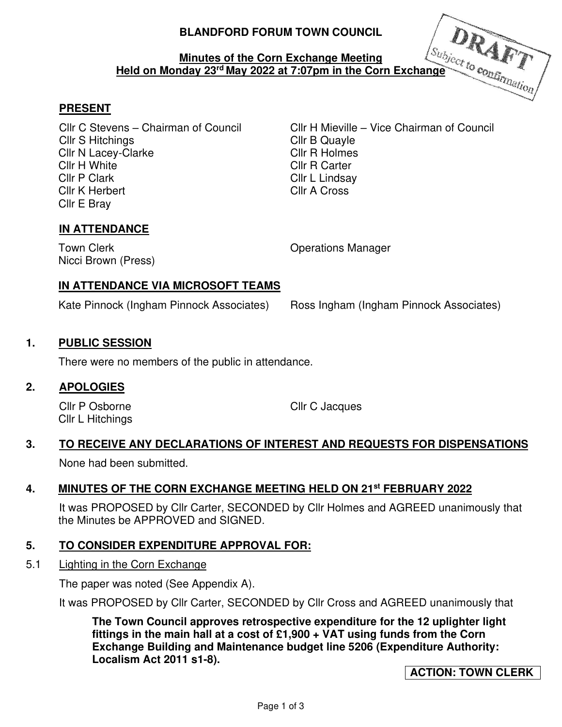# BLANDFORD FORUM TOWN COUNCIL

DRAFT
Subject to confirmation

## Minutes of the Corn Exchange Meeting Held on Monday 23rd May 2022 at 7:07pm in the Corn Exchange

## PRESENT

Cllr C Stevens – Chairman of Council
Cllr H Mieville – Vice Chairman of Council
Cllr S Hitchings
Cllr B Quayle
Cllr N Lacey-Clarke
Cllr R Holmes
Cllr H White
Cllr R Carter
Cllr P Clark
Cllr L Lindsay
Cllr K Herbert
Cllr A Cross
Cllr E Bray

## IN ATTENDANCE

Town Clerk
Operations Manager
Nicci Brown (Press)

## IN ATTENDANCE VIA MICROSOFT TEAMS

Kate Pinnock (Ingham Pinnock Associates)
Ross Ingham (Ingham Pinnock Associates)

## 1. PUBLIC SESSION

There were no members of the public in attendance.

## 2. APOLOGIES

Cllr P Osborne
Cllr C Jacques
Cllr L Hitchings

## 3. TO RECEIVE ANY DECLARATIONS OF INTEREST AND REQUESTS FOR DISPENSATIONS

None had been submitted.

## 4. MINUTES OF THE CORN EXCHANGE MEETING HELD ON 21st FEBRUARY 2022

It was PROPOSED by Cllr Carter, SECONDED by Cllr Holmes and AGREED unanimously that the Minutes be APPROVED and SIGNED.

## 5. TO CONSIDER EXPENDITURE APPROVAL FOR:

### 5.1 Lighting in the Corn Exchange

The paper was noted (See Appendix A).

It was PROPOSED by Cllr Carter, SECONDED by Cllr Cross and AGREED unanimously that

> **The Town Council approves retrospective expenditure for the 12 uplighter light fittings in the main hall at a cost of £1,900 + VAT using funds from the Corn Exchange Building and Maintenance budget line 5206 (Expenditure Authority: Localism Act 2011 s1-8).**

**ACTION: TOWN CLERK**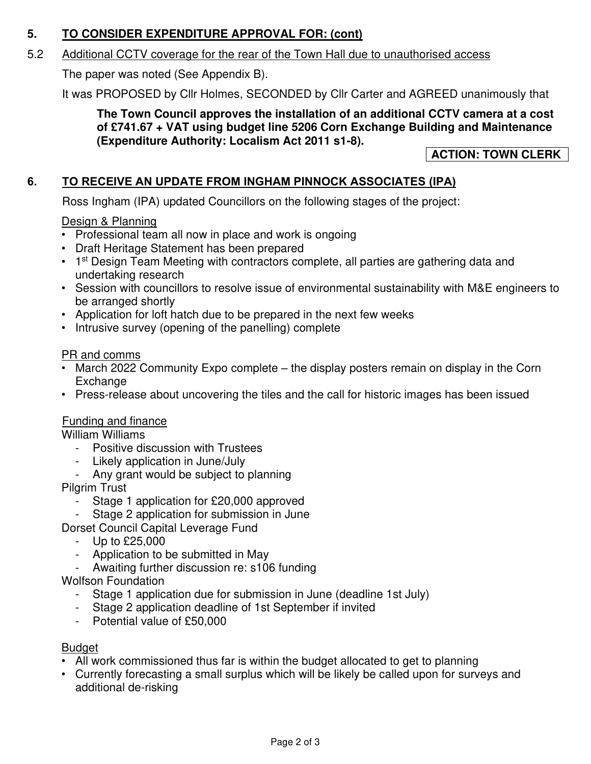## 5. TO CONSIDER EXPENDITURE APPROVAL FOR: (cont)

5.2 Additional CCTV coverage for the rear of the Town Hall due to unauthorised access

The paper was noted (See Appendix B).

It was PROPOSED by Cllr Holmes, SECONDED by Cllr Carter and AGREED unanimously that

> **The Town Council approves the installation of an additional CCTV camera at a cost of £741.67 + VAT using budget line 5206 Corn Exchange Building and Maintenance (Expenditure Authority: Localism Act 2011 s1-8).**

**ACTION: TOWN CLERK**

## 6. TO RECEIVE AN UPDATE FROM INGHAM PINNOCK ASSOCIATES (IPA)

Ross Ingham (IPA) updated Councillors on the following stages of the project:

Design & Planning

- Professional team all now in place and work is ongoing
- Draft Heritage Statement has been prepared
- 1st Design Team Meeting with contractors complete, all parties are gathering data and undertaking research
- Session with councillors to resolve issue of environmental sustainability with M&E engineers to be arranged shortly
- Application for loft hatch due to be prepared in the next few weeks
- Intrusive survey (opening of the panelling) complete

PR and comms

- March 2022 Community Expo complete – the display posters remain on display in the Corn Exchange
- Press-release about uncovering the tiles and the call for historic images has been issued

Funding and finance

William Williams
- Positive discussion with Trustees
- Likely application in June/July
- Any grant would be subject to planning

Pilgrim Trust
- Stage 1 application for £20,000 approved
- Stage 2 application for submission in June

Dorset Council Capital Leverage Fund
- Up to £25,000
- Application to be submitted in May
- Awaiting further discussion re: s106 funding

Wolfson Foundation
- Stage 1 application due for submission in June (deadline 1st July)
- Stage 2 application deadline of 1st September if invited
- Potential value of £50,000

Budget

- All work commissioned thus far is within the budget allocated to get to planning
- Currently forecasting a small surplus which will be likely be called upon for surveys and additional de-risking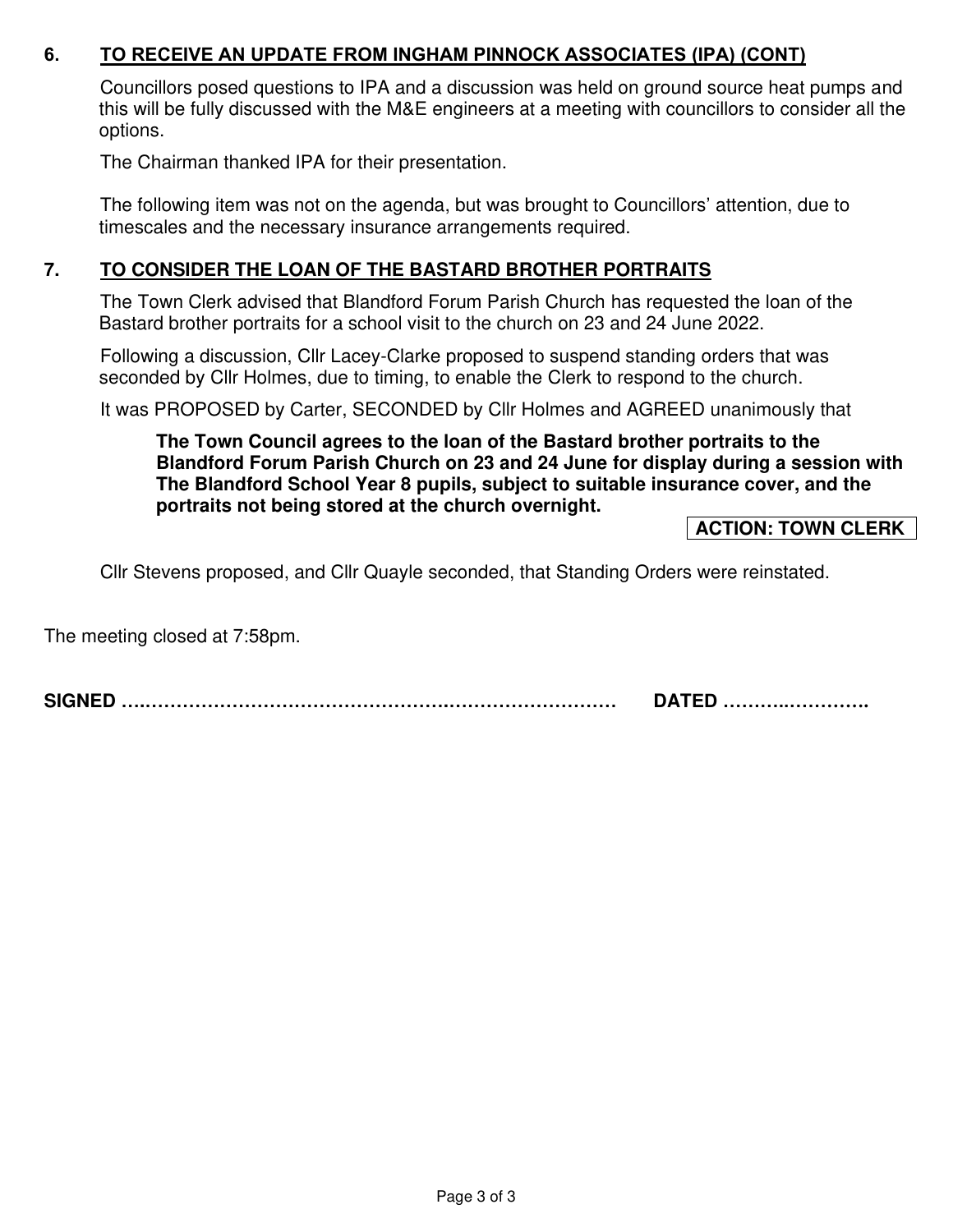## 6. TO RECEIVE AN UPDATE FROM INGHAM PINNOCK ASSOCIATES (IPA) (CONT)

Councillors posed questions to IPA and a discussion was held on ground source heat pumps and this will be fully discussed with the M&E engineers at a meeting with councillors to consider all the options.

The Chairman thanked IPA for their presentation.

The following item was not on the agenda, but was brought to Councillors' attention, due to timescales and the necessary insurance arrangements required.

## 7. TO CONSIDER THE LOAN OF THE BASTARD BROTHER PORTRAITS

The Town Clerk advised that Blandford Forum Parish Church has requested the loan of the Bastard brother portraits for a school visit to the church on 23 and 24 June 2022.

Following a discussion, Cllr Lacey-Clarke proposed to suspend standing orders that was seconded by Cllr Holmes, due to timing, to enable the Clerk to respond to the church.

It was PROPOSED by Carter, SECONDED by Cllr Holmes and AGREED unanimously that

> **The Town Council agrees to the loan of the Bastard brother portraits to the Blandford Forum Parish Church on 23 and 24 June for display during a session with The Blandford School Year 8 pupils, subject to suitable insurance cover, and the portraits not being stored at the church overnight.**

**ACTION: TOWN CLERK**

Cllr Stevens proposed, and Cllr Quayle seconded, that Standing Orders were reinstated.

The meeting closed at 7:58pm.

**SIGNED ……………………………………………………………………… DATED …………………….**